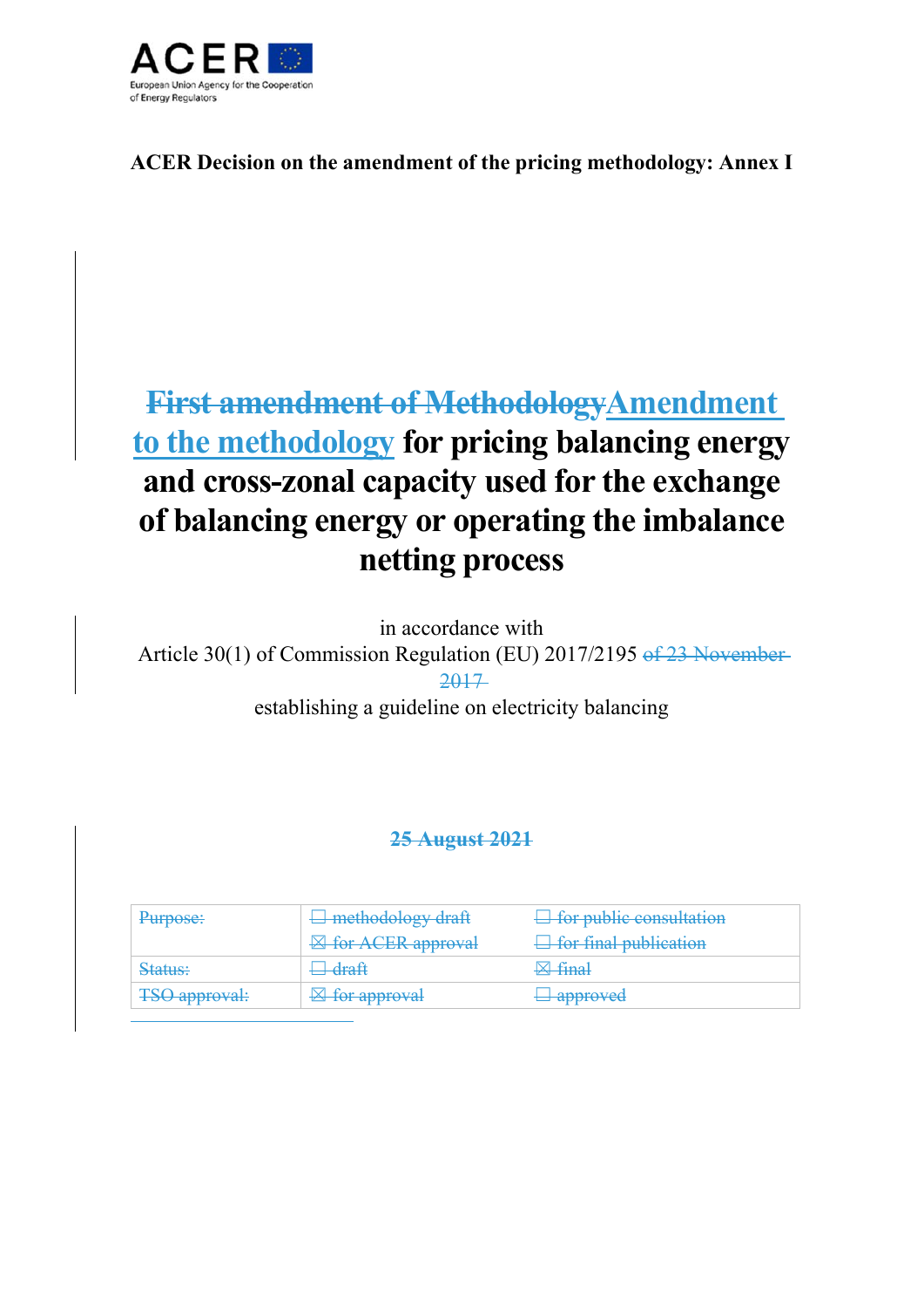ACER Decision on the amendment of the pricing methodology: Annex I

# ~~First amendment of Methodology~~Amendment to the methodology for pricing balancing energy and cross-zonal capacity used for the exchange of balancing energy or operating the imbalance netting process

in accordance with

Article 30(1) of Commission Regulation (EU) 2017/2195 ~~of 23 November 2017~~

establishing a guideline on electricity balancing

~~**25 August 2021**~~

| ~~Purpose:~~ | ~~☐ methodology draft~~ | ~~☐ for public consultation~~ |
|---|---|---|
| | ~~☒ for ACER approval~~ | ~~☐ for final publication~~ |
| ~~Status:~~ | ~~☐ draft~~ | ~~☒ final~~ |
| ~~TSO approval:~~ | ~~☒ for approval~~ | ~~☐ approved~~ |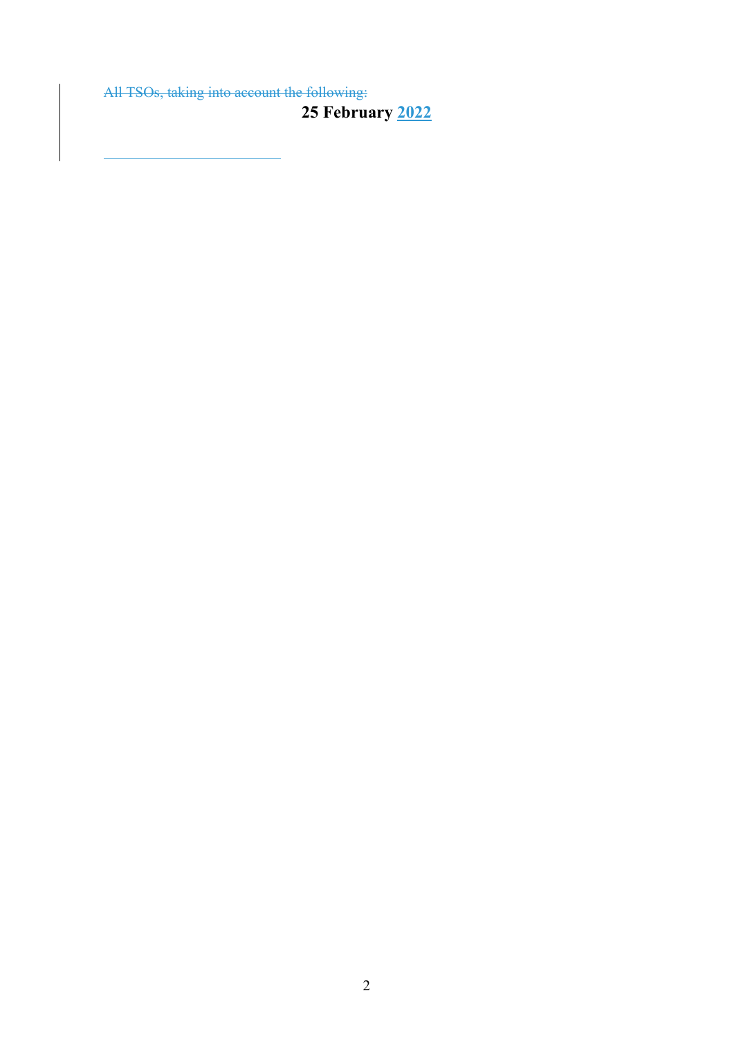~~All TSOs, taking into account the following:~~

**25 February** **2022**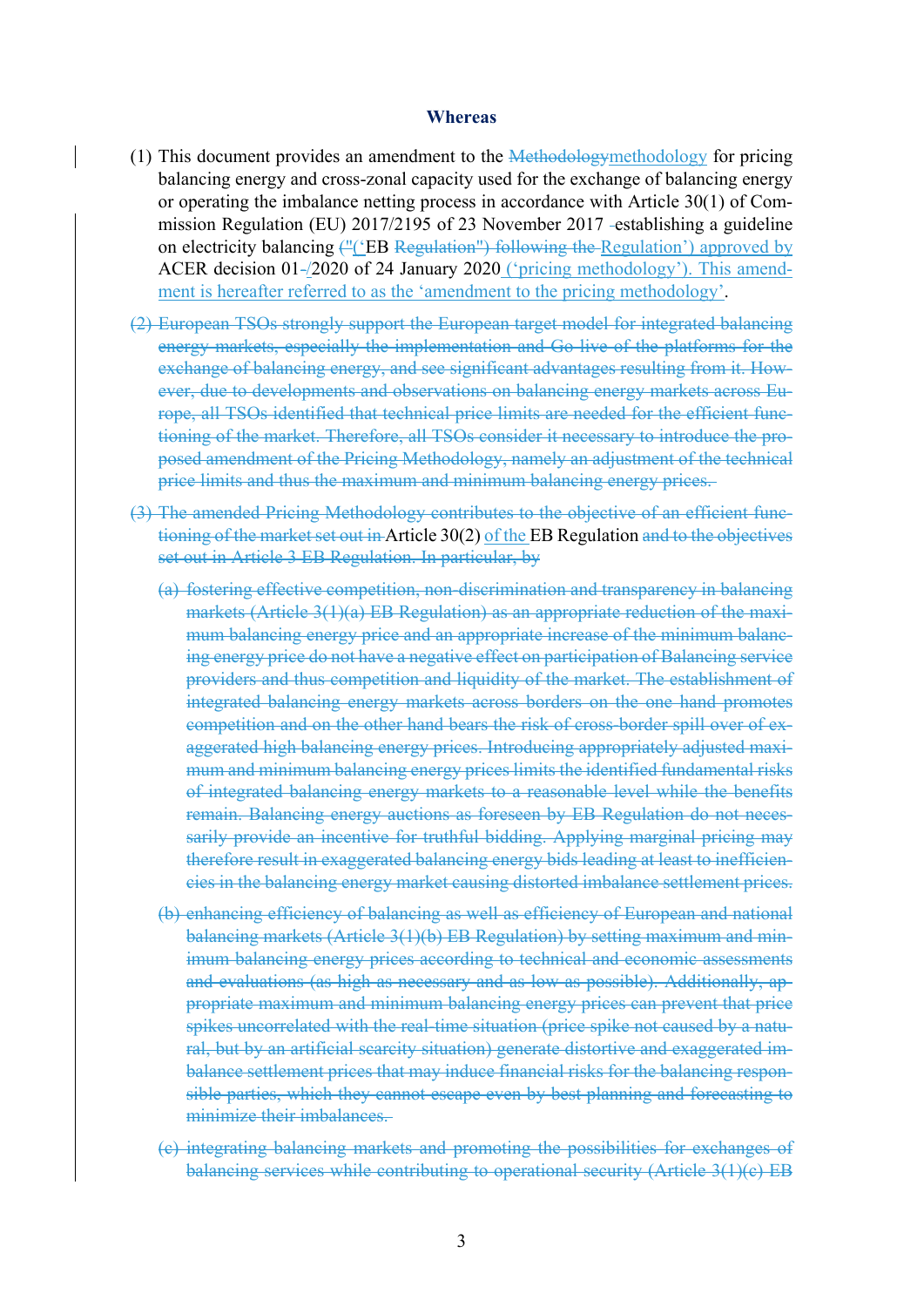## Whereas

(1) This document provides an amendment to the ~~Methodology~~methodology for pricing balancing energy and cross-zonal capacity used for the exchange of balancing energy or operating the imbalance netting process in accordance with Article 30(1) of Commission Regulation (EU) 2017/2195 of 23 November 2017 ~~-~~establishing a guideline on electricity balancing ~~("~~(‘EB ~~Regulation") following the~~ Regulation’) approved by ACER decision 01~~-~~/2020 of 24 January 2020 (‘pricing methodology’). This amendment is hereafter referred to as the ‘amendment to the pricing methodology’.

~~(2) European TSOs strongly support the European target model for integrated balancing energy markets, especially the implementation and Go-live of the platforms for the exchange of balancing energy, and see significant advantages resulting from it. However, due to developments and observations on balancing energy markets across Europe, all TSOs identified that technical price limits are needed for the efficient functioning of the market. Therefore, all TSOs consider it necessary to introduce the proposed amendment of the Pricing Methodology, namely an adjustment of the technical price limits and thus the maximum and minimum balancing energy prices.~~

~~(3) The amended Pricing Methodology contributes to the objective of an efficient functioning of the market set out in~~ Article 30(2) of the EB Regulation ~~and to the objectives set out in Article 3 EB Regulation. In particular, by~~

~~(a) fostering effective competition, non-discrimination and transparency in balancing markets (Article 3(1)(a) EB Regulation) as an appropriate reduction of the maximum balancing energy price and an appropriate increase of the minimum balancing energy price do not have a negative effect on participation of Balancing service providers and thus competition and liquidity of the market. The establishment of integrated balancing energy markets across borders on the one hand promotes competition and on the other hand bears the risk of cross-border spill over of exaggerated high balancing energy prices. Introducing appropriately adjusted maximum and minimum balancing energy prices limits the identified fundamental risks of integrated balancing energy markets to a reasonable level while the benefits remain. Balancing energy auctions as foreseen by EB Regulation do not necessarily provide an incentive for truthful bidding. Applying marginal pricing may therefore result in exaggerated balancing energy bids leading at least to inefficiencies in the balancing energy market causing distorted imbalance settlement prices.~~

~~(b) enhancing efficiency of balancing as well as efficiency of European and national balancing markets (Article 3(1)(b) EB Regulation) by setting maximum and minimum balancing energy prices according to technical and economic assessments and evaluations (as high as necessary and as low as possible). Additionally, appropriate maximum and minimum balancing energy prices can prevent that price spikes uncorrelated with the real-time situation (price spike not caused by a natural, but by an artificial scarcity situation) generate distortive and exaggerated imbalance settlement prices that may induce financial risks for the balancing responsible parties, which they cannot escape even by best planning and forecasting to minimize their imbalances.~~

~~(c) integrating balancing markets and promoting the possibilities for exchanges of balancing services while contributing to operational security (Article 3(1)(c) EB~~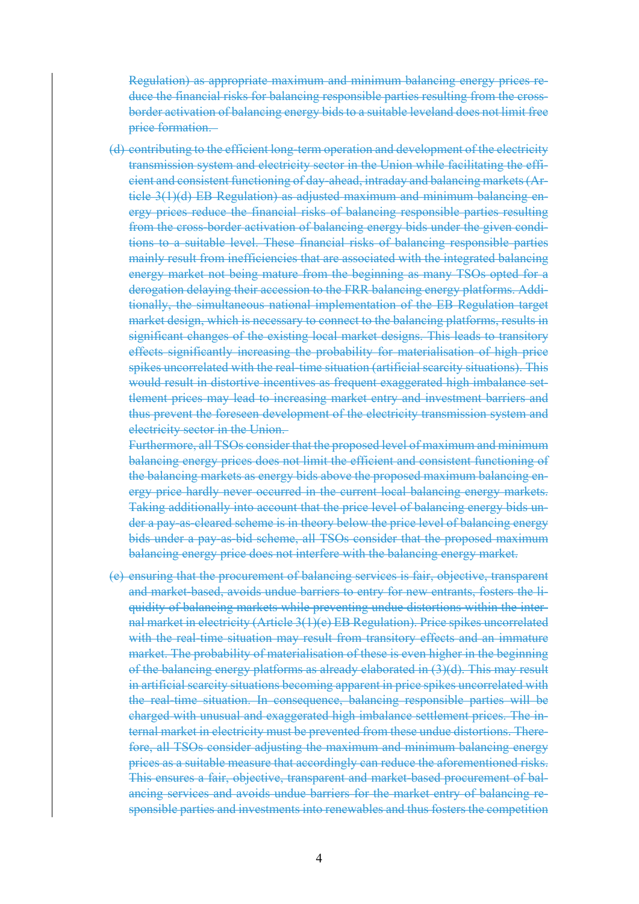Regulation) as appropriate maximum and minimum balancing energy prices reduce the financial risks for balancing responsible parties resulting from the cross-border activation of balancing energy bids to a suitable leveland does not limit free price formation.

(d) contributing to the efficient long-term operation and development of the electricity transmission system and electricity sector in the Union while facilitating the efficient and consistent functioning of day-ahead, intraday and balancing markets (Article 3(1)(d) EB Regulation) as adjusted maximum and minimum balancing energy prices reduce the financial risks of balancing responsible parties resulting from the cross-border activation of balancing energy bids under the given conditions to a suitable level. These financial risks of balancing responsible parties mainly result from inefficiencies that are associated with the integrated balancing energy market not being mature from the beginning as many TSOs opted for a derogation delaying their accession to the FRR balancing energy platforms. Additionally, the simultaneous national implementation of the EB Regulation target market design, which is necessary to connect to the balancing platforms, results in significant changes of the existing local market designs. This leads to transitory effects significantly increasing the probability for materialisation of high price spikes uncorrelated with the real-time situation (artificial scarcity situations). This would result in distortive incentives as frequent exaggerated high imbalance settlement prices may lead to increasing market entry and investment barriers and thus prevent the foreseen development of the electricity transmission system and electricity sector in the Union.

Furthermore, all TSOs consider that the proposed level of maximum and minimum balancing energy prices does not limit the efficient and consistent functioning of the balancing markets as energy bids above the proposed maximum balancing energy price hardly never occurred in the current local balancing energy markets. Taking additionally into account that the price level of balancing energy bids under a pay-as-cleared scheme is in theory below the price level of balancing energy bids under a pay-as-bid scheme, all TSOs consider that the proposed maximum balancing energy price does not interfere with the balancing energy market.

(e) ensuring that the procurement of balancing services is fair, objective, transparent and market-based, avoids undue barriers to entry for new entrants, fosters the liquidity of balancing markets while preventing undue distortions within the internal market in electricity (Article 3(1)(e) EB Regulation). Price spikes uncorrelated with the real-time situation may result from transitory effects and an immature market. The probability of materialisation of these is even higher in the beginning of the balancing energy platforms as already elaborated in (3)(d). This may result in artificial scarcity situations becoming apparent in price spikes uncorrelated with the real-time situation. In consequence, balancing responsible parties will be charged with unusual and exaggerated high imbalance settlement prices. The internal market in electricity must be prevented from these undue distortions. Therefore, all TSOs consider adjusting the maximum and minimum balancing energy prices as a suitable measure that accordingly can reduce the aforementioned risks. This ensures a fair, objective, transparent and market-based procurement of balancing services and avoids undue barriers for the market entry of balancing responsible parties and investments into renewables and thus fosters the competition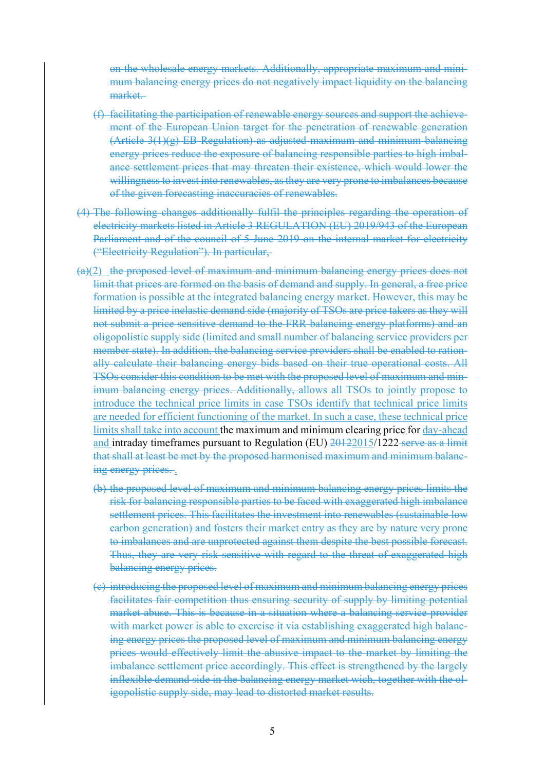~~on the wholesale energy markets. Additionally, appropriate maximum and minimum balancing energy prices do not negatively impact liquidity on the balancing market.~~

~~(f) facilitating the participation of renewable energy sources and support the achievement of the European Union target for the penetration of renewable generation (Article 3(1)(g) EB Regulation) as adjusted maximum and minimum balancing energy prices reduce the exposure of balancing responsible parties to high imbalance settlement prices that may threaten their existence, which would lower the willingness to invest into renewables, as they are very prone to imbalances because of the given forecasting inaccuracies of renewables.~~

~~(4) The following changes additionally fulfil the principles regarding the operation of electricity markets listed in Article 3 REGULATION (EU) 2019/943 of the European Parliament and of the council of 5 June 2019 on the internal market for electricity ("Electricity Regulation"). In particular,~~

~~(a)~~(2) ~~the proposed level of maximum and minimum balancing energy prices does not limit that prices are formed on the basis of demand and supply. In general, a free price formation is possible at the integrated balancing energy market. However, this may be limited by a price inelastic demand side (majority of TSOs are price takers as they will not submit a price sensitive demand to the FRR balancing energy platforms) and an oligopolistic supply side (limited and small number of balancing service providers per member state). In addition, the balancing service providers shall be enabled to rationally calculate their balancing energy bids based on their true operational costs. All TSOs consider this condition to be met with the proposed level of maximum and minimum balancing energy prices. Additionally,~~ allows all TSOs to jointly propose to introduce the technical price limits in case TSOs identify that technical price limits are needed for efficient functioning of the market. In such a case, these technical price limits shall take into account the maximum and minimum clearing price for day-ahead and intraday timeframes pursuant to Regulation (EU) ~~2012~~2015/1222 ~~serve as a limit that shall at least be met by the proposed harmonised maximum and minimum balancing energy prices.~~ .

~~(b) the proposed level of maximum and minimum balancing energy prices limits the risk for balancing responsible parties to be faced with exaggerated high imbalance settlement prices. This facilitates the investment into renewables (sustainable low carbon generation) and fosters their market entry as they are by nature very prone to imbalances and are unprotected against them despite the best possible forecast. Thus, they are very risk sensitive with regard to the threat of exaggerated high balancing energy prices.~~

~~(c) introducing the proposed level of maximum and minimum balancing energy prices facilitates fair competition thus ensuring security of supply by limiting potential market abuse. This is because in a situation where a balancing service provider with market power is able to exercise it via establishing exaggerated high balancing energy prices the proposed level of maximum and minimum balancing energy prices would effectively limit the abusive impact to the market by limiting the imbalance settlement price accordingly. This effect is strengthened by the largely inflexible demand side in the balancing energy market wich, together with the oligopolistic supply side, may lead to distorted market results.~~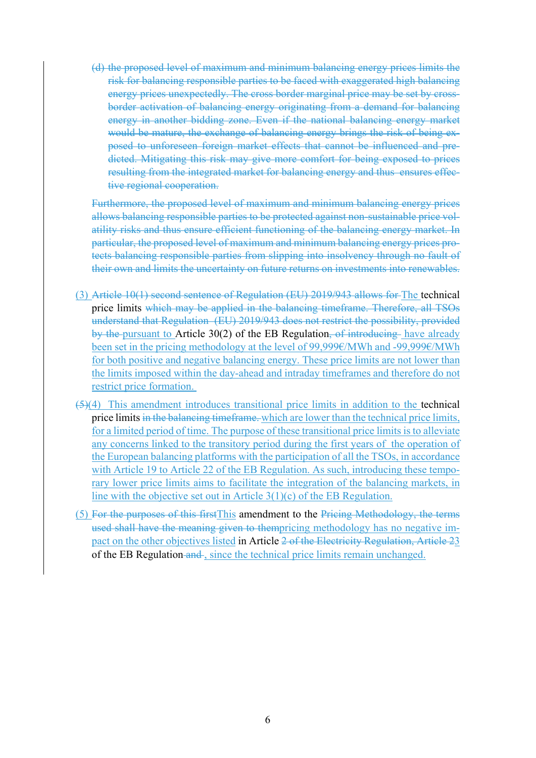~~(d) the proposed level of maximum and minimum balancing energy prices limits the risk for balancing responsible parties to be faced with exaggerated high balancing energy prices unexpectedly. The cross border marginal price may be set by cross-border activation of balancing energy originating from a demand for balancing energy in another bidding zone. Even if the national balancing energy market would be mature, the exchange of balancing energy brings the risk of being exposed to unforeseen foreign market effects that cannot be influenced and predicted. Mitigating this risk may give more comfort for being exposed to prices resulting from the integrated market for balancing energy and thus ensures effective regional cooperation.~~

~~Furthermore, the proposed level of maximum and minimum balancing energy prices allows balancing responsible parties to be protected against non-sustainable price volatility risks and thus ensure efficient functioning of the balancing energy market. In particular, the proposed level of maximum and minimum balancing energy prices protects balancing responsible parties from slipping into insolvency through no fault of their own and limits the uncertainty on future returns on investments into renewables.~~

(3) ~~Article 10(1) second sentence of Regulation (EU) 2019/943 allows for~~ The technical price limits ~~which may be applied in the balancing timeframe. Therefore, all TSOs understand that Regulation (EU) 2019/943 does not restrict the possibility, provided by the~~ pursuant to Article 30(2) of the EB Regulation~~, of introducing~~ have already been set in the pricing methodology at the level of 99,999€/MWh and -99,999€/MWh for both positive and negative balancing energy. These price limits are not lower than the limits imposed within the day-ahead and intraday timeframes and therefore do not restrict price formation.

~~(5)~~(4) This amendment introduces transitional price limits in addition to the technical price limits ~~in the balancing timeframe.~~ which are lower than the technical price limits, for a limited period of time. The purpose of these transitional price limits is to alleviate any concerns linked to the transitory period during the first years of the operation of the European balancing platforms with the participation of all the TSOs, in accordance with Article 19 to Article 22 of the EB Regulation. As such, introducing these temporary lower price limits aims to facilitate the integration of the balancing markets, in line with the objective set out in Article 3(1)(c) of the EB Regulation.

(5) ~~For the purposes of this first~~This amendment to the ~~Pricing Methodology, the terms used shall have the meaning given to them~~pricing methodology has no negative impact on the other objectives listed in Article ~~2 of the Electricity Regulation, Article 2~~3 of the EB Regulation ~~and~~ , since the technical price limits remain unchanged.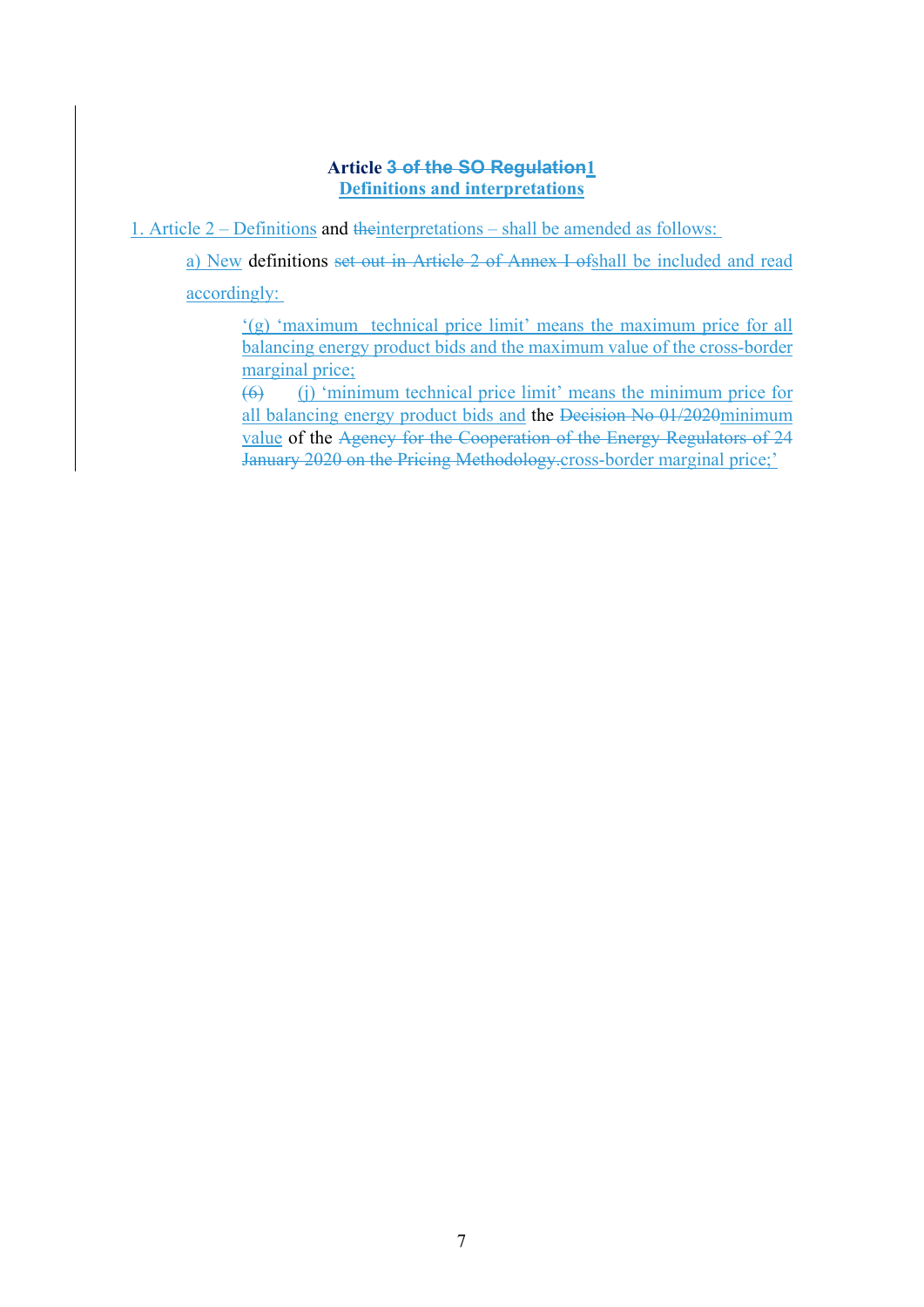**Article ~~3 of the SO Regulation~~1**
**Definitions and interpretations**

1. Article 2 – Definitions and ~~the~~interpretations – shall be amended as follows:

a) New definitions ~~set out in Article 2 of Annex I of~~shall be included and read accordingly:

'(g) 'maximum technical price limit' means the maximum price for all balancing energy product bids and the maximum value of the cross-border marginal price;

~~(6)~~ (j) 'minimum technical price limit' means the minimum price for all balancing energy product bids and the ~~Decision No 01/2020~~minimum value of the ~~Agency for the Cooperation of the Energy Regulators of 24 January 2020 on the Pricing Methodology.~~cross-border marginal price;'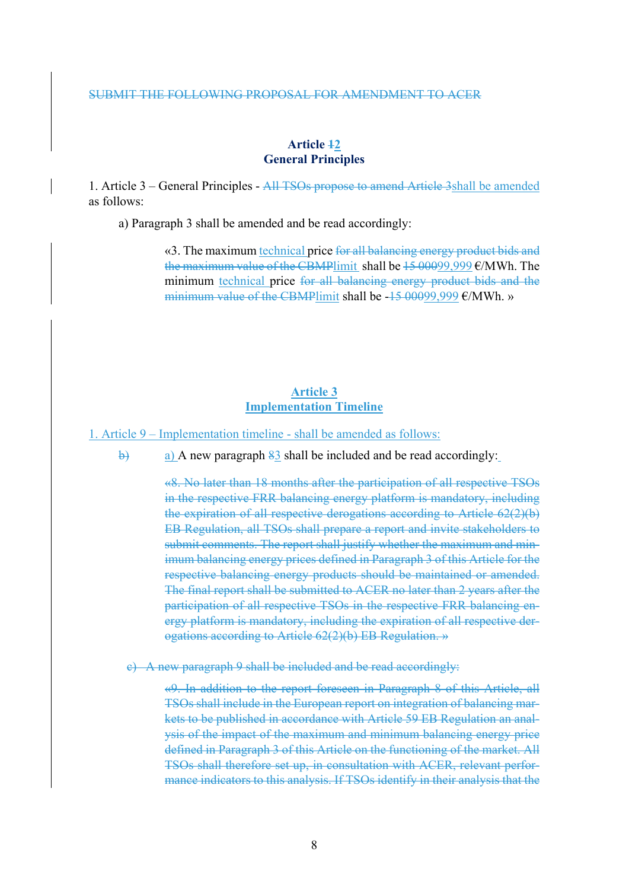~~SUBMIT THE FOLLOWING PROPOSAL FOR AMENDMENT TO ACER~~

**Article ~~1~~2**
**General Principles**

1. Article 3 – General Principles - ~~All TSOs propose to amend Article 3~~shall be amended as follows:

a) Paragraph 3 shall be amended and be read accordingly:

> «3. The maximum technical price ~~for all balancing energy product bids and the maximum value of the CBMP~~limit shall be ~~15 000~~99,999 €/MWh. The minimum technical price ~~for all balancing energy product bids and the minimum value of the CBMP~~limit shall be -~~15 000~~99,999 €/MWh. »

**Article 3**
**Implementation Timeline**

1. Article 9 – Implementation timeline - shall be amended as follows:

~~b)~~ a) A new paragraph ~~8~~3 shall be included and be read accordingly:

> ~~«8. No later than 18 months after the participation of all respective TSOs in the respective FRR balancing energy platform is mandatory, including the expiration of all respective derogations according to Article 62(2)(b) EB Regulation, all TSOs shall prepare a report and invite stakeholders to submit comments. The report shall justify whether the maximum and minimum balancing energy prices defined in Paragraph 3 of this Article for the respective balancing energy products should be maintained or amended. The final report shall be submitted to ACER no later than 2 years after the participation of all respective TSOs in the respective FRR balancing energy platform is mandatory, including the expiration of all respective derogations according to Article 62(2)(b) EB Regulation. »~~

~~c) A new paragraph 9 shall be included and be read accordingly:~~

> ~~«9. In addition to the report foreseen in Paragraph 8 of this Article, all TSOs shall include in the European report on integration of balancing markets to be published in accordance with Article 59 EB Regulation an analysis of the impact of the maximum and minimum balancing energy price defined in Paragraph 3 of this Article on the functioning of the market. All TSOs shall therefore set up, in consultation with ACER, relevant performance indicators to this analysis. If TSOs identify in their analysis that the~~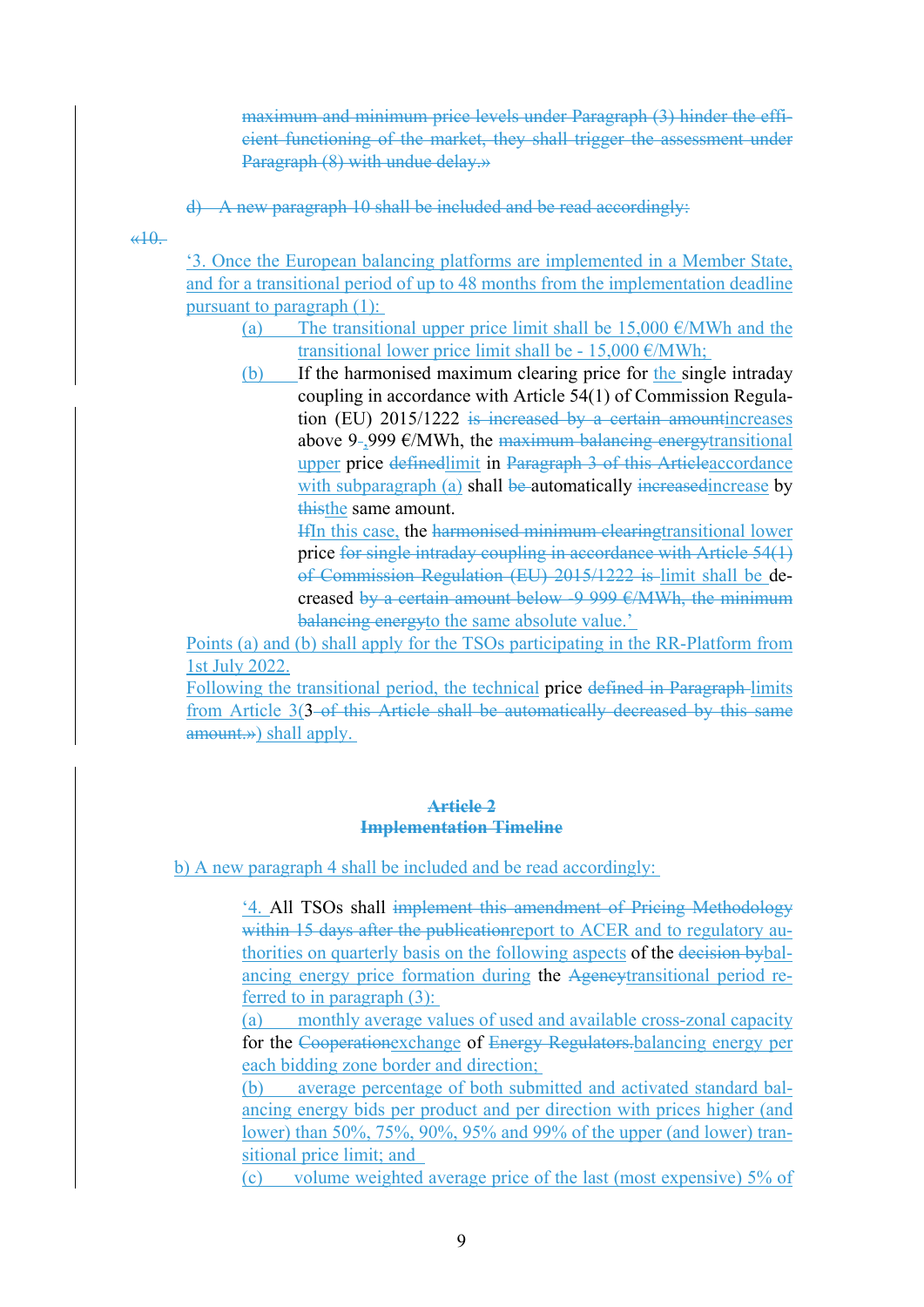~~maximum and minimum price levels under Paragraph (3) hinder the efficient functioning of the market, they shall trigger the assessment under Paragraph (8) with undue delay.»~~

~~d) A new paragraph 10 shall be included and be read accordingly:~~

~~«10.~~

'3. Once the European balancing platforms are implemented in a Member State, and for a transitional period of up to 48 months from the implementation deadline pursuant to paragraph (1):

(a) The transitional upper price limit shall be 15,000 €/MWh and the transitional lower price limit shall be - 15,000 €/MWh;

(b) If the harmonised maximum clearing price for the single intraday coupling in accordance with Article 54(1) of Commission Regulation (EU) 2015/1222 ~~is increased by a certain amount~~increases above 9~~-~~,999 €/MWh, the ~~maximum balancing energy~~transitional upper price ~~defined~~limit in ~~Paragraph 3 of this Article~~accordance with subparagraph (a) shall ~~be~~ automatically ~~increased~~increase by ~~this~~the same amount.

~~If~~In this case, the ~~harmonised minimum clearing~~transitional lower price ~~for single intraday coupling in accordance with Article 54(1) of Commission Regulation (EU) 2015/1222 is~~ limit shall be decreased ~~by a certain amount below -9 999 €/MWh, the minimum balancing energy~~to the same absolute value.'

Points (a) and (b) shall apply for the TSOs participating in the RR-Platform from 1st July 2022.

Following the transitional period, the technical price ~~defined in Paragraph~~ limits from Article 3(3 ~~of this Article shall be automatically decreased by this same amount.»~~) shall apply.

## ~~Article 2~~
## ~~Implementation Timeline~~

b) A new paragraph 4 shall be included and be read accordingly:

'4. All TSOs shall ~~implement this amendment of Pricing Methodology within 15 days after the publication~~report to ACER and to regulatory authorities on quarterly basis on the following aspects of the ~~decision by~~balancing energy price formation during the ~~Agency~~transitional period referred to in paragraph (3):

(a) monthly average values of used and available cross-zonal capacity for the ~~Cooperation~~exchange of ~~Energy Regulators.~~balancing energy per each bidding zone border and direction;

(b) average percentage of both submitted and activated standard balancing energy bids per product and per direction with prices higher (and lower) than 50%, 75%, 90%, 95% and 99% of the upper (and lower) transitional price limit; and

(c) volume weighted average price of the last (most expensive) 5% of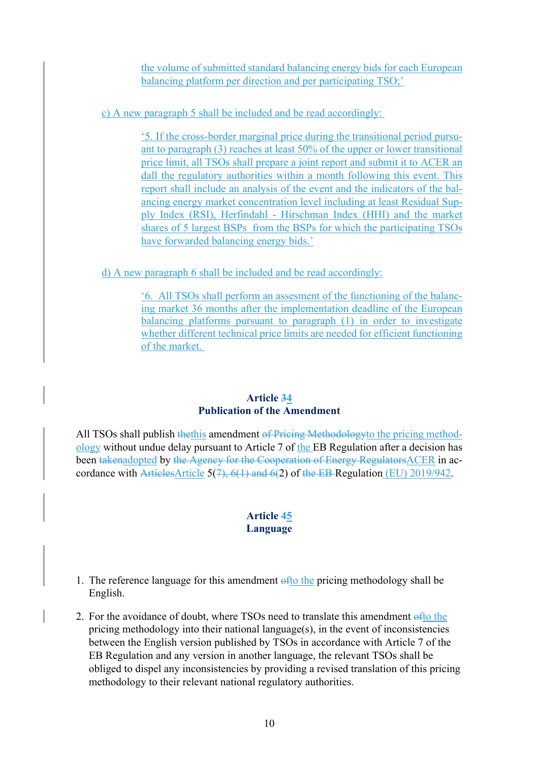the volume of submitted standard balancing energy bids for each European balancing platform per direction and per participating TSO;'

c) A new paragraph 5 shall be included and be read accordingly:

'5. If the cross-border marginal price during the transitional period pursuant to paragraph (3) reaches at least 50% of the upper or lower transitional price limit, all TSOs shall prepare a joint report and submit it to ACER an dall the regulatory authorities within a month following this event. This report shall include an analysis of the event and the indicators of the balancing energy market concentration level including at least Residual Supply Index (RSI), Herfindahl - Hirschman Index (HHI) and the market shares of 5 largest BSPs from the BSPs for which the participating TSOs have forwarded balancing energy bids.'

d) A new paragraph 6 shall be included and be read accordingly:

'6. All TSOs shall perform an assesment of the functioning of the balancing market 36 months after the implementation deadline of the European balancing platforms pursuant to paragraph (1) in order to investigate whether different technical price limits are needed for efficient functioning of the market.

## Article ~~3~~4
## Publication of the Amendment

All TSOs shall publish ~~the~~this amendment ~~of Pricing Methodology~~to the pricing methodology without undue delay pursuant to Article 7 of the EB Regulation after a decision has been ~~taken~~adopted by ~~the Agency for the Cooperation of Energy Regulators~~ACER in accordance with ~~Articles~~Article 5(~~7), 6(1) and 6(~~2) of ~~the EB~~ Regulation (EU) 2019/942.

## Article ~~4~~5
## Language

1. The reference language for this amendment ~~of~~to the pricing methodology shall be English.

2. For the avoidance of doubt, where TSOs need to translate this amendment ~~of~~to the pricing methodology into their national language(s), in the event of inconsistencies between the English version published by TSOs in accordance with Article 7 of the EB Regulation and any version in another language, the relevant TSOs shall be obliged to dispel any inconsistencies by providing a revised translation of this pricing methodology to their relevant national regulatory authorities.